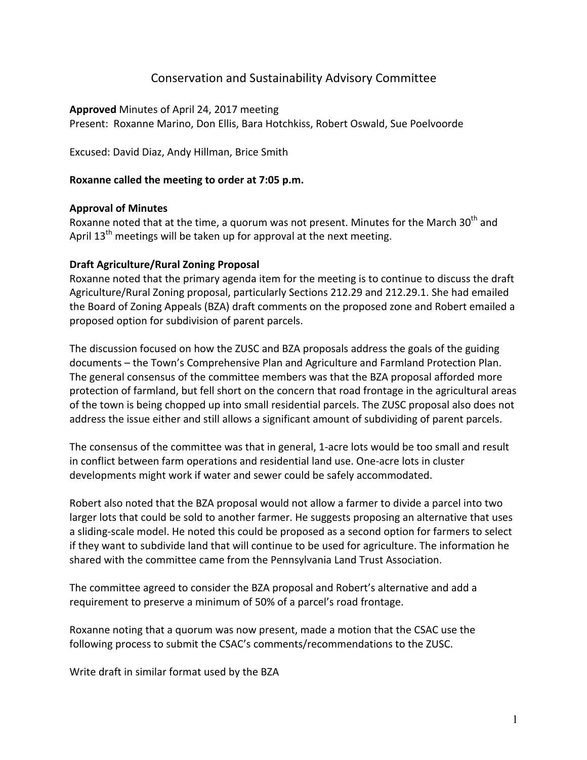# Conservation and Sustainability Advisory Committee

**Approved** Minutes of April 24, 2017 meeting
Present: Roxanne Marino, Don Ellis, Bara Hotchkiss, Robert Oswald, Sue Poelvoorde

Excused: David Diaz, Andy Hillman, Brice Smith

**Roxanne called the meeting to order at 7:05 p.m.**

**Approval of Minutes**
Roxanne noted that at the time, a quorum was not present. Minutes for the March 30th and April 13th meetings will be taken up for approval at the next meeting.

**Draft Agriculture/Rural Zoning Proposal**
Roxanne noted that the primary agenda item for the meeting is to continue to discuss the draft Agriculture/Rural Zoning proposal, particularly Sections 212.29 and 212.29.1. She had emailed the Board of Zoning Appeals (BZA) draft comments on the proposed zone and Robert emailed a proposed option for subdivision of parent parcels.

The discussion focused on how the ZUSC and BZA proposals address the goals of the guiding documents – the Town's Comprehensive Plan and Agriculture and Farmland Protection Plan. The general consensus of the committee members was that the BZA proposal afforded more protection of farmland, but fell short on the concern that road frontage in the agricultural areas of the town is being chopped up into small residential parcels. The ZUSC proposal also does not address the issue either and still allows a significant amount of subdividing of parent parcels.

The consensus of the committee was that in general, 1-acre lots would be too small and result in conflict between farm operations and residential land use. One-acre lots in cluster developments might work if water and sewer could be safely accommodated.

Robert also noted that the BZA proposal would not allow a farmer to divide a parcel into two larger lots that could be sold to another farmer. He suggests proposing an alternative that uses a sliding-scale model. He noted this could be proposed as a second option for farmers to select if they want to subdivide land that will continue to be used for agriculture. The information he shared with the committee came from the Pennsylvania Land Trust Association.

The committee agreed to consider the BZA proposal and Robert's alternative and add a requirement to preserve a minimum of 50% of a parcel's road frontage.

Roxanne noting that a quorum was now present, made a motion that the CSAC use the following process to submit the CSAC's comments/recommendations to the ZUSC.

Write draft in similar format used by the BZA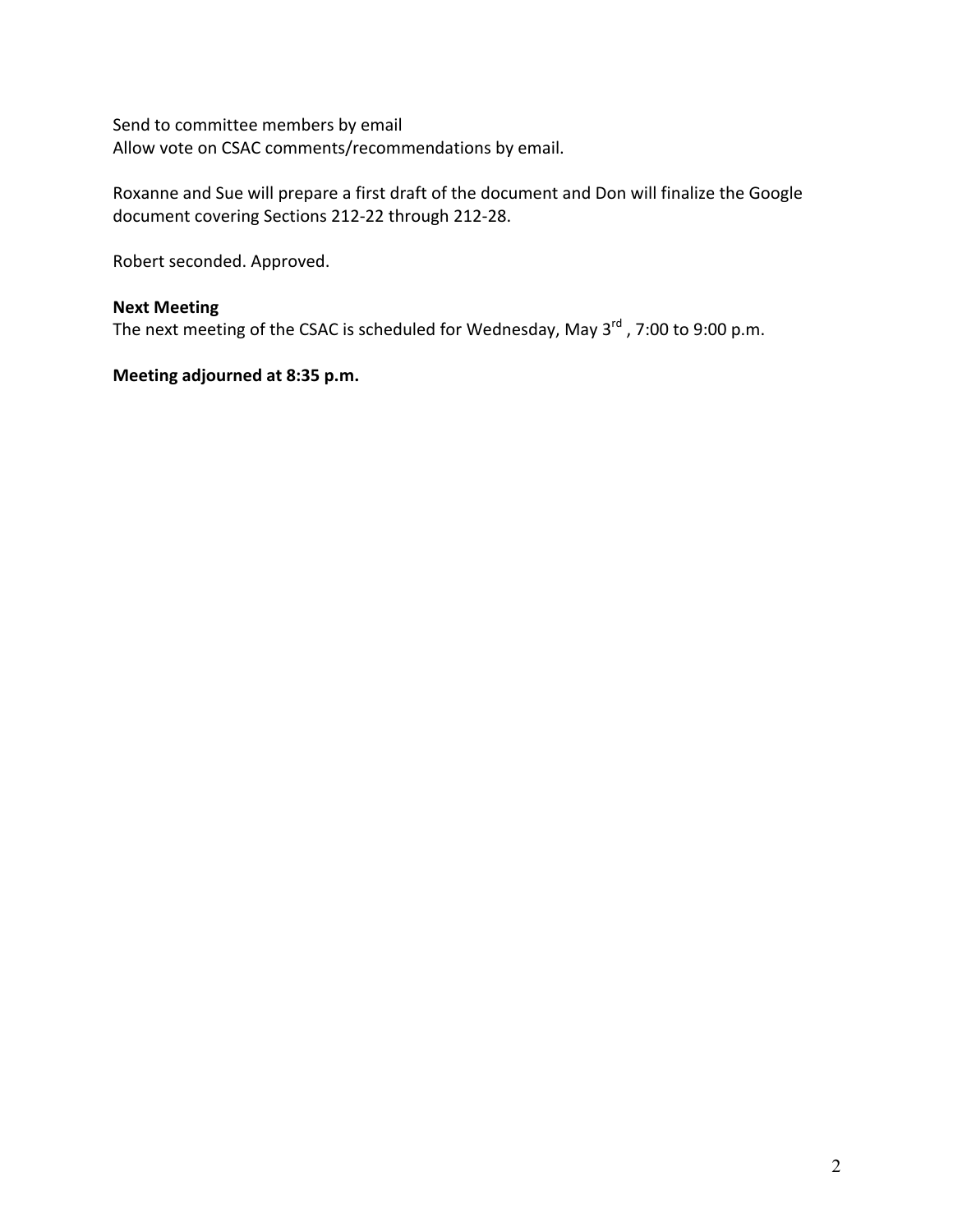Send to committee members by email
Allow vote on CSAC comments/recommendations by email.

Roxanne and Sue will prepare a first draft of the document and Don will finalize the Google document covering Sections 212-22 through 212-28.

Robert seconded. Approved.

**Next Meeting**
The next meeting of the CSAC is scheduled for Wednesday, May 3rd , 7:00 to 9:00 p.m.

**Meeting adjourned at 8:35 p.m.**